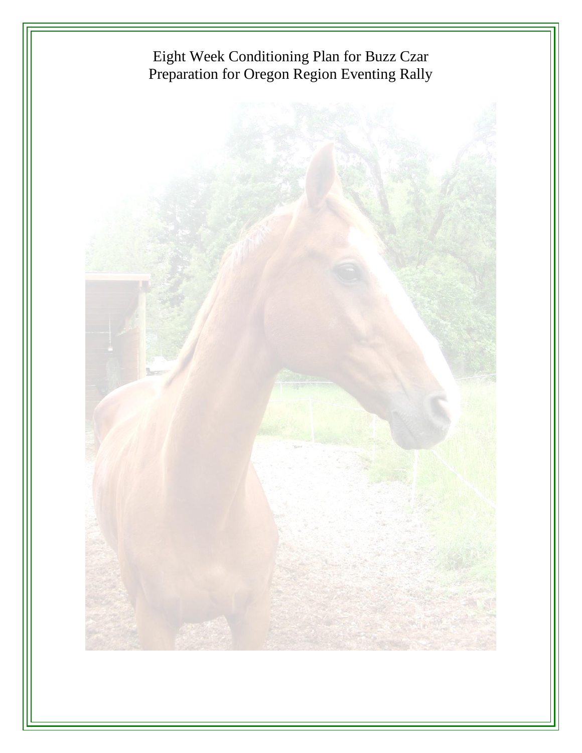# Eight Week Conditioning Plan for Buzz Czar
## Preparation for Oregon Region Eventing Rally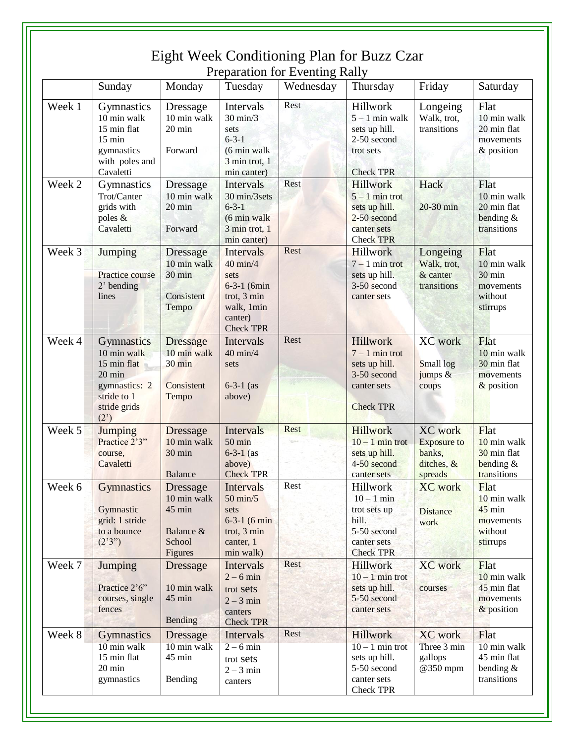# Eight Week Conditioning Plan for Buzz Czar

## Preparation for Eventing Rally

| | Sunday | Monday | Tuesday | Wednesday | Thursday | Friday | Saturday |
|---|---|---|---|---|---|---|---|
| Week 1 | Gymnastics 10 min walk 15 min flat 15 min gymnastics with poles and Cavaletti | Dressage 10 min walk 20 min Forward | Intervals 30 min/3 sets 6-3-1 (6 min walk 3 min trot, 1 min canter) | Rest | Hillwork 5 – 1 min walk sets up hill. 2-50 second trot sets Check TPR | Longeing Walk, trot, transitions | Flat 10 min walk 20 min flat movements & position |
| Week 2 | Gymnastics Trot/Canter grids with poles & Cavaletti | Dressage 10 min walk 20 min Forward | Intervals 30 min/3sets 6-3-1 (6 min walk 3 min trot, 1 min canter) | Rest | Hillwork 5 – 1 min trot sets up hill. 2-50 second canter sets Check TPR | Hack 20-30 min | Flat 10 min walk 20 min flat bending & transitions |
| Week 3 | Jumping Practice course 2' bending lines | Dressage 10 min walk 30 min Consistent Tempo | Intervals 40 min/4 sets 6-3-1 (6min trot, 3 min walk, 1min canter) Check TPR | Rest | Hillwork 7 – 1 min trot sets up hill. 3-50 second canter sets | Longeing Walk, trot, & canter transitions | Flat 10 min walk 30 min movements without stirrups |
| Week 4 | Gymnastics 10 min walk 15 min flat 20 min gymnastics: 2 stride to 1 stride grids (2') | Dressage 10 min walk 30 min Consistent Tempo | Intervals 40 min/4 sets 6-3-1 (as above) | Rest | Hillwork 7 – 1 min trot sets up hill. 3-50 second canter sets Check TPR | XC work Small log jumps & coups | Flat 10 min walk 30 min flat movements & position |
| Week 5 | Jumping Practice 2'3" course, Cavaletti | Dressage 10 min walk 30 min Balance | Intervals 50 min 6-3-1 (as above) Check TPR | Rest | Hillwork 10 – 1 min trot sets up hill. 4-50 second canter sets | XC work Exposure to banks, ditches, & spreads | Flat 10 min walk 30 min flat bending & transitions |
| Week 6 | Gymnastics Gymnastic grid: 1 stride to a bounce (2'3") | Dressage 10 min walk 45 min Balance & School Figures | Intervals 50 min/5 sets 6-3-1 (6 min trot, 3 min canter, 1 min walk) | Rest | Hillwork 10 – 1 min trot sets up hill. 5-50 second canter sets Check TPR | XC work Distance work | Flat 10 min walk 45 min movements without stirrups |
| Week 7 | Jumping Practice 2'6" courses, single fences | Dressage 10 min walk 45 min Bending | Intervals 2 – 6 min trot sets 2 – 3 min canters Check TPR | Rest | Hillwork 10 – 1 min trot sets up hill. 5-50 second canter sets | XC work courses | Flat 10 min walk 45 min flat movements & position |
| Week 8 | Gymnastics 10 min walk 15 min flat 20 min gymnastics | Dressage 10 min walk 45 min Bending | Intervals 2 – 6 min trot sets 2 – 3 min canters | Rest | Hillwork 10 – 1 min trot sets up hill. 5-50 second canter sets Check TPR | XC work Three 3 min gallops @350 mpm | Flat 10 min walk 45 min flat bending & transitions |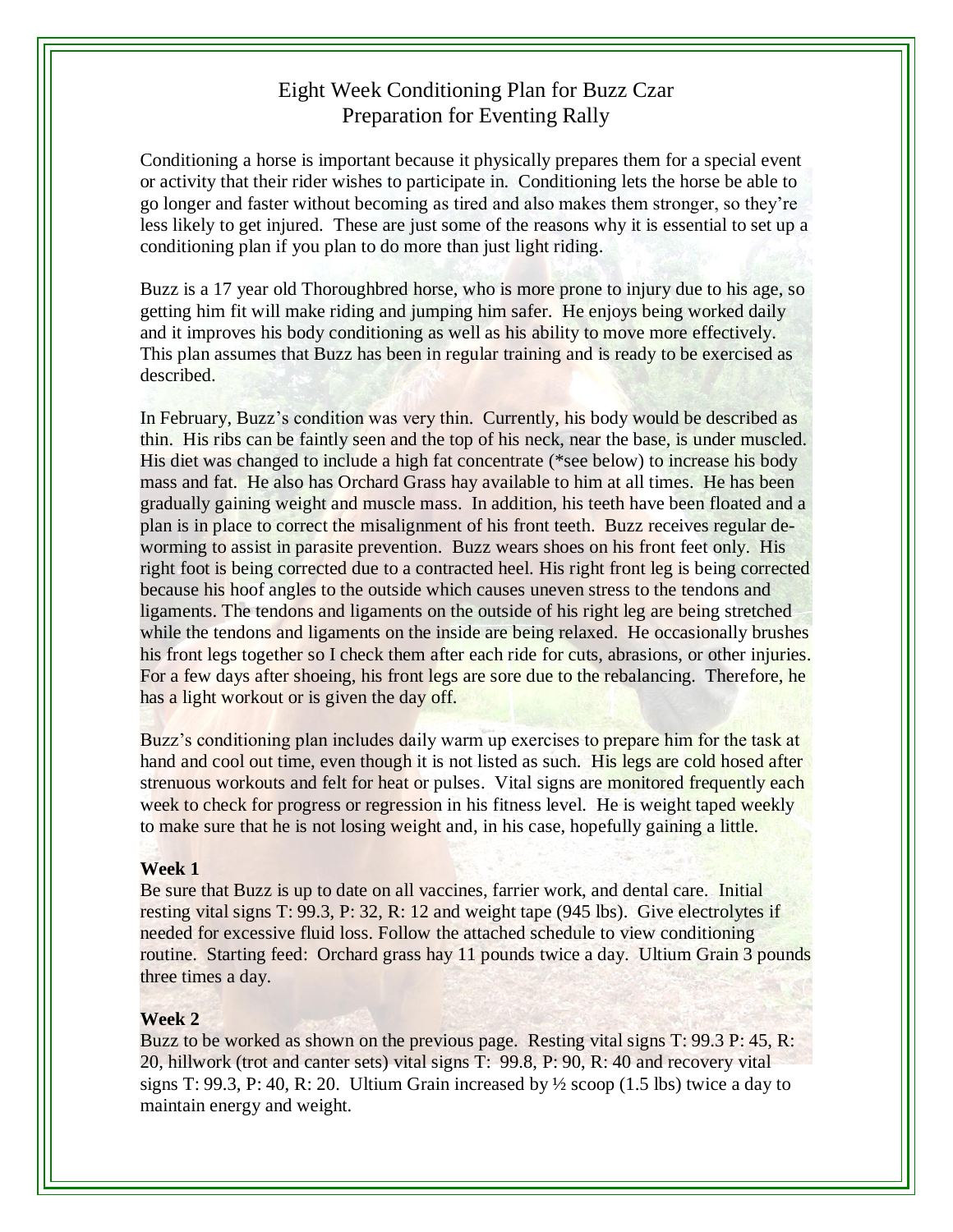# Eight Week Conditioning Plan for Buzz Czar
## Preparation for Eventing Rally

Conditioning a horse is important because it physically prepares them for a special event or activity that their rider wishes to participate in. Conditioning lets the horse be able to go longer and faster without becoming as tired and also makes them stronger, so they're less likely to get injured. These are just some of the reasons why it is essential to set up a conditioning plan if you plan to do more than just light riding.

Buzz is a 17 year old Thoroughbred horse, who is more prone to injury due to his age, so getting him fit will make riding and jumping him safer. He enjoys being worked daily and it improves his body conditioning as well as his ability to move more effectively. This plan assumes that Buzz has been in regular training and is ready to be exercised as described.

In February, Buzz's condition was very thin. Currently, his body would be described as thin. His ribs can be faintly seen and the top of his neck, near the base, is under muscled. His diet was changed to include a high fat concentrate (*see below) to increase his body mass and fat. He also has Orchard Grass hay available to him at all times. He has been gradually gaining weight and muscle mass. In addition, his teeth have been floated and a plan is in place to correct the misalignment of his front teeth. Buzz receives regular de-worming to assist in parasite prevention. Buzz wears shoes on his front feet only. His right foot is being corrected due to a contracted heel. His right front leg is being corrected because his hoof angles to the outside which causes uneven stress to the tendons and ligaments. The tendons and ligaments on the outside of his right leg are being stretched while the tendons and ligaments on the inside are being relaxed. He occasionally brushes his front legs together so I check them after each ride for cuts, abrasions, or other injuries. For a few days after shoeing, his front legs are sore due to the rebalancing. Therefore, he has a light workout or is given the day off.

Buzz's conditioning plan includes daily warm up exercises to prepare him for the task at hand and cool out time, even though it is not listed as such. His legs are cold hosed after strenuous workouts and felt for heat or pulses. Vital signs are monitored frequently each week to check for progress or regression in his fitness level. He is weight taped weekly to make sure that he is not losing weight and, in his case, hopefully gaining a little.

**Week 1**
Be sure that Buzz is up to date on all vaccines, farrier work, and dental care. Initial resting vital signs T: 99.3, P: 32, R: 12 and weight tape (945 lbs). Give electrolytes if needed for excessive fluid loss. Follow the attached schedule to view conditioning routine. Starting feed: Orchard grass hay 11 pounds twice a day. Ultium Grain 3 pounds three times a day.

**Week 2**
Buzz to be worked as shown on the previous page. Resting vital signs T: 99.3 P: 45, R: 20, hillwork (trot and canter sets) vital signs T: 99.8, P: 90, R: 40 and recovery vital signs T: 99.3, P: 40, R: 20. Ultium Grain increased by ½ scoop (1.5 lbs) twice a day to maintain energy and weight.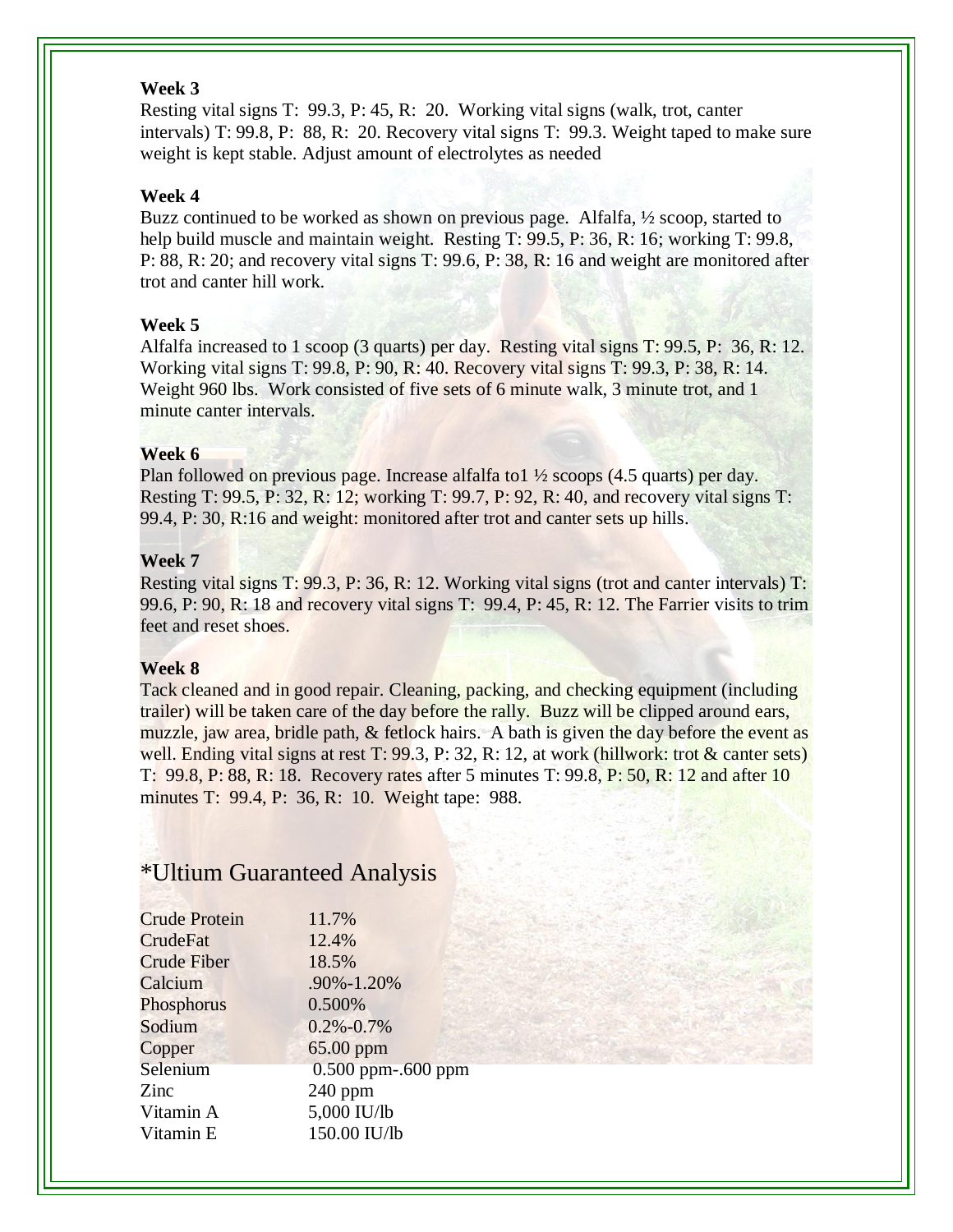**Week 3**

Resting vital signs T: 99.3, P: 45, R: 20. Working vital signs (walk, trot, canter intervals) T: 99.8, P: 88, R: 20. Recovery vital signs T: 99.3. Weight taped to make sure weight is kept stable. Adjust amount of electrolytes as needed

**Week 4**

Buzz continued to be worked as shown on previous page. Alfalfa, ½ scoop, started to help build muscle and maintain weight. Resting T: 99.5, P: 36, R: 16; working T: 99.8, P: 88, R: 20; and recovery vital signs T: 99.6, P: 38, R: 16 and weight are monitored after trot and canter hill work.

**Week 5**

Alfalfa increased to 1 scoop (3 quarts) per day. Resting vital signs T: 99.5, P: 36, R: 12. Working vital signs T: 99.8, P: 90, R: 40. Recovery vital signs T: 99.3, P: 38, R: 14. Weight 960 lbs. Work consisted of five sets of 6 minute walk, 3 minute trot, and 1 minute canter intervals.

**Week 6**

Plan followed on previous page. Increase alfalfa to1 ½ scoops (4.5 quarts) per day. Resting T: 99.5, P: 32, R: 12; working T: 99.7, P: 92, R: 40, and recovery vital signs T: 99.4, P: 30, R:16 and weight: monitored after trot and canter sets up hills.

**Week 7**

Resting vital signs T: 99.3, P: 36, R: 12. Working vital signs (trot and canter intervals) T: 99.6, P: 90, R: 18 and recovery vital signs T: 99.4, P: 45, R: 12. The Farrier visits to trim feet and reset shoes.

**Week 8**

Tack cleaned and in good repair. Cleaning, packing, and checking equipment (including trailer) will be taken care of the day before the rally. Buzz will be clipped around ears, muzzle, jaw area, bridle path, & fetlock hairs. A bath is given the day before the event as well. Ending vital signs at rest T: 99.3, P: 32, R: 12, at work (hillwork: trot & canter sets) T: 99.8, P: 88, R: 18. Recovery rates after 5 minutes T: 99.8, P: 50, R: 12 and after 10 minutes T: 99.4, P: 36, R: 10. Weight tape: 988.

## *Ultium Guaranteed Analysis

| | |
|---|---|
| Crude Protein | 11.7% |
| CrudeFat | 12.4% |
| Crude Fiber | 18.5% |
| Calcium | .90%-1.20% |
| Phosphorus | 0.500% |
| Sodium | 0.2%-0.7% |
| Copper | 65.00 ppm |
| Selenium | 0.500 ppm-.600 ppm |
| Zinc | 240 ppm |
| Vitamin A | 5,000 IU/lb |
| Vitamin E | 150.00 IU/lb |